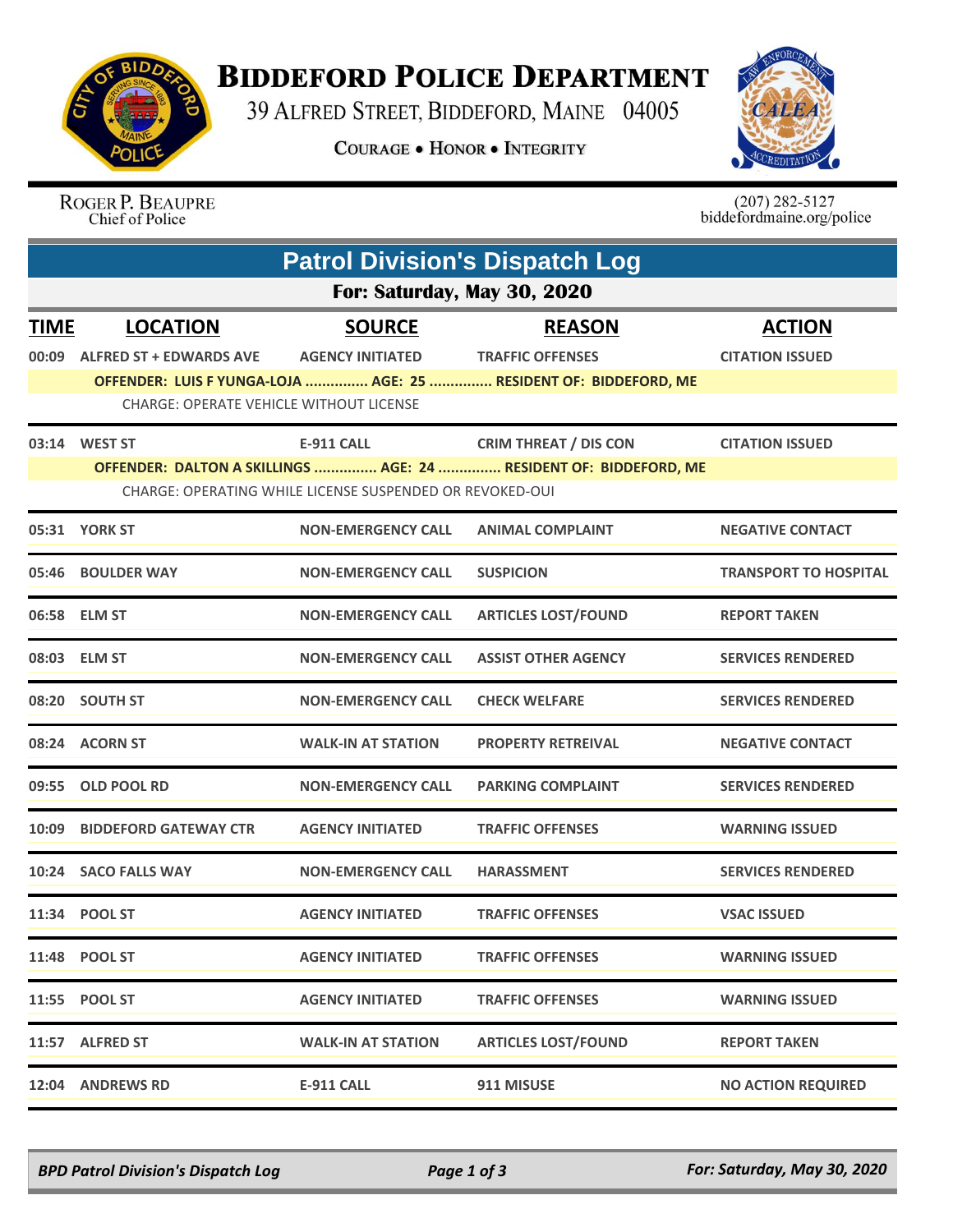# Biddeford Police Department

39 Alfred Street, Biddeford, Maine 04005

**Courage • Honor • Integrity**

Roger P. Beaupre
Chief of Police

(207) 282-5127
biddefordmaine.org/police

## Patrol Division's Dispatch Log

### For: Saturday, May 30, 2020

| TIME | LOCATION | SOURCE | REASON | ACTION |
|---|---|---|---|---|
| 00:09 | ALFRED ST + EDWARDS AVE | AGENCY INITIATED | TRAFFIC OFFENSES | CITATION ISSUED |
| | OFFENDER: LUIS F YUNGA-LOJA ............... AGE: 25 ............... RESIDENT OF: BIDDEFORD, ME | | | |
| | CHARGE: OPERATE VEHICLE WITHOUT LICENSE | | | |
| 03:14 | WEST ST | E-911 CALL | CRIM THREAT / DIS CON | CITATION ISSUED |
| | OFFENDER: DALTON A SKILLINGS ............... AGE: 24 ............... RESIDENT OF: BIDDEFORD, ME | | | |
| | CHARGE: OPERATING WHILE LICENSE SUSPENDED OR REVOKED-OUI | | | |
| 05:31 | YORK ST | NON-EMERGENCY CALL | ANIMAL COMPLAINT | NEGATIVE CONTACT |
| 05:46 | BOULDER WAY | NON-EMERGENCY CALL | SUSPICION | TRANSPORT TO HOSPITAL |
| 06:58 | ELM ST | NON-EMERGENCY CALL | ARTICLES LOST/FOUND | REPORT TAKEN |
| 08:03 | ELM ST | NON-EMERGENCY CALL | ASSIST OTHER AGENCY | SERVICES RENDERED |
| 08:20 | SOUTH ST | NON-EMERGENCY CALL | CHECK WELFARE | SERVICES RENDERED |
| 08:24 | ACORN ST | WALK-IN AT STATION | PROPERTY RETREIVAL | NEGATIVE CONTACT |
| 09:55 | OLD POOL RD | NON-EMERGENCY CALL | PARKING COMPLAINT | SERVICES RENDERED |
| 10:09 | BIDDEFORD GATEWAY CTR | AGENCY INITIATED | TRAFFIC OFFENSES | WARNING ISSUED |
| 10:24 | SACO FALLS WAY | NON-EMERGENCY CALL | HARASSMENT | SERVICES RENDERED |
| 11:34 | POOL ST | AGENCY INITIATED | TRAFFIC OFFENSES | VSAC ISSUED |
| 11:48 | POOL ST | AGENCY INITIATED | TRAFFIC OFFENSES | WARNING ISSUED |
| 11:55 | POOL ST | AGENCY INITIATED | TRAFFIC OFFENSES | WARNING ISSUED |
| 11:57 | ALFRED ST | WALK-IN AT STATION | ARTICLES LOST/FOUND | REPORT TAKEN |
| 12:04 | ANDREWS RD | E-911 CALL | 911 MISUSE | NO ACTION REQUIRED |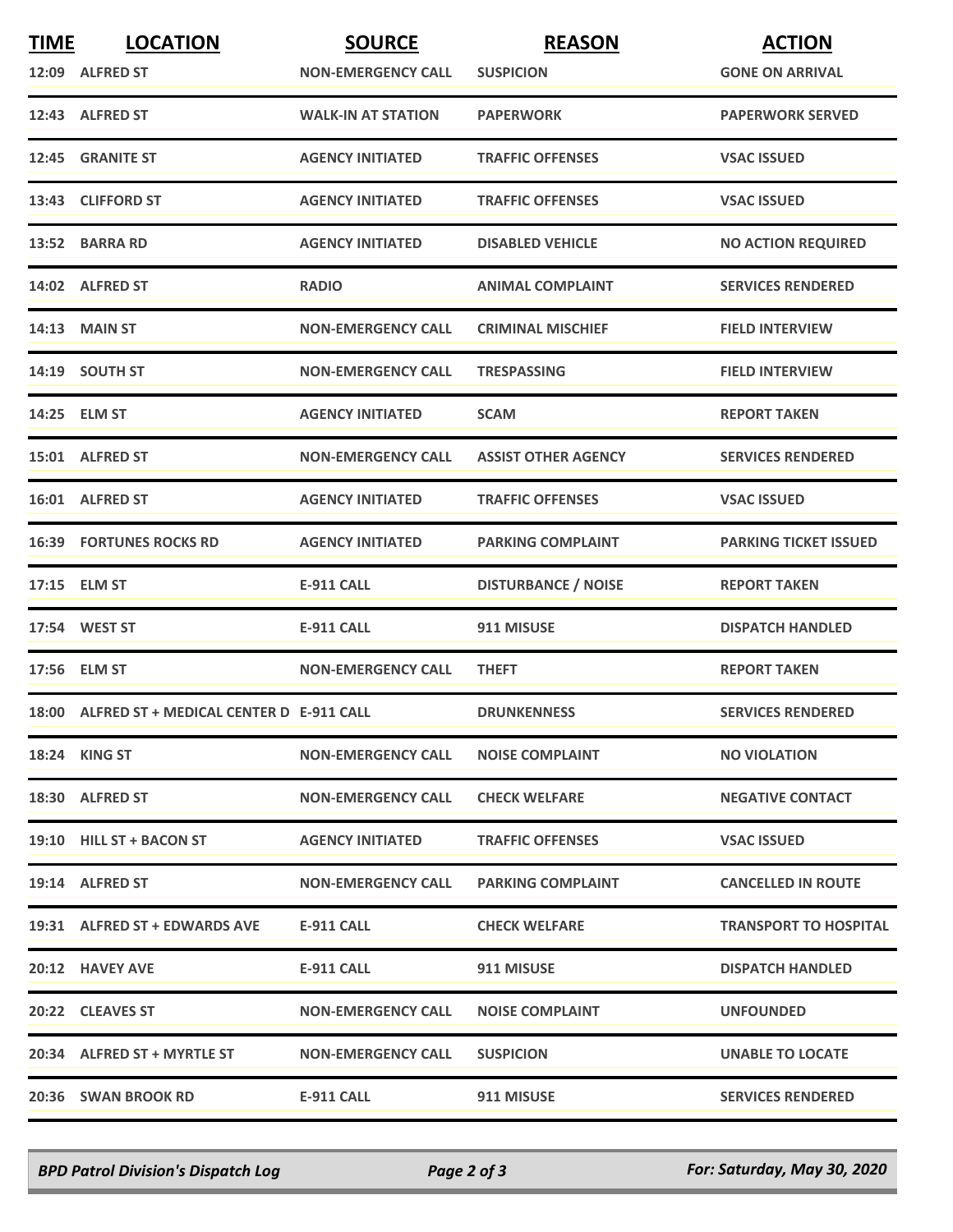| TIME | LOCATION | SOURCE | REASON | ACTION |
|---|---|---|---|---|
| 12:09 | ALFRED ST | NON-EMERGENCY CALL | SUSPICION | GONE ON ARRIVAL |
| 12:43 | ALFRED ST | WALK-IN AT STATION | PAPERWORK | PAPERWORK SERVED |
| 12:45 | GRANITE ST | AGENCY INITIATED | TRAFFIC OFFENSES | VSAC ISSUED |
| 13:43 | CLIFFORD ST | AGENCY INITIATED | TRAFFIC OFFENSES | VSAC ISSUED |
| 13:52 | BARRA RD | AGENCY INITIATED | DISABLED VEHICLE | NO ACTION REQUIRED |
| 14:02 | ALFRED ST | RADIO | ANIMAL COMPLAINT | SERVICES RENDERED |
| 14:13 | MAIN ST | NON-EMERGENCY CALL | CRIMINAL MISCHIEF | FIELD INTERVIEW |
| 14:19 | SOUTH ST | NON-EMERGENCY CALL | TRESPASSING | FIELD INTERVIEW |
| 14:25 | ELM ST | AGENCY INITIATED | SCAM | REPORT TAKEN |
| 15:01 | ALFRED ST | NON-EMERGENCY CALL | ASSIST OTHER AGENCY | SERVICES RENDERED |
| 16:01 | ALFRED ST | AGENCY INITIATED | TRAFFIC OFFENSES | VSAC ISSUED |
| 16:39 | FORTUNES ROCKS RD | AGENCY INITIATED | PARKING COMPLAINT | PARKING TICKET ISSUED |
| 17:15 | ELM ST | E-911 CALL | DISTURBANCE / NOISE | REPORT TAKEN |
| 17:54 | WEST ST | E-911 CALL | 911 MISUSE | DISPATCH HANDLED |
| 17:56 | ELM ST | NON-EMERGENCY CALL | THEFT | REPORT TAKEN |
| 18:00 | ALFRED ST + MEDICAL CENTER D | E-911 CALL | DRUNKENNESS | SERVICES RENDERED |
| 18:24 | KING ST | NON-EMERGENCY CALL | NOISE COMPLAINT | NO VIOLATION |
| 18:30 | ALFRED ST | NON-EMERGENCY CALL | CHECK WELFARE | NEGATIVE CONTACT |
| 19:10 | HILL ST + BACON ST | AGENCY INITIATED | TRAFFIC OFFENSES | VSAC ISSUED |
| 19:14 | ALFRED ST | NON-EMERGENCY CALL | PARKING COMPLAINT | CANCELLED IN ROUTE |
| 19:31 | ALFRED ST + EDWARDS AVE | E-911 CALL | CHECK WELFARE | TRANSPORT TO HOSPITAL |
| 20:12 | HAVEY AVE | E-911 CALL | 911 MISUSE | DISPATCH HANDLED |
| 20:22 | CLEAVES ST | NON-EMERGENCY CALL | NOISE COMPLAINT | UNFOUNDED |
| 20:34 | ALFRED ST + MYRTLE ST | NON-EMERGENCY CALL | SUSPICION | UNABLE TO LOCATE |
| 20:36 | SWAN BROOK RD | E-911 CALL | 911 MISUSE | SERVICES RENDERED |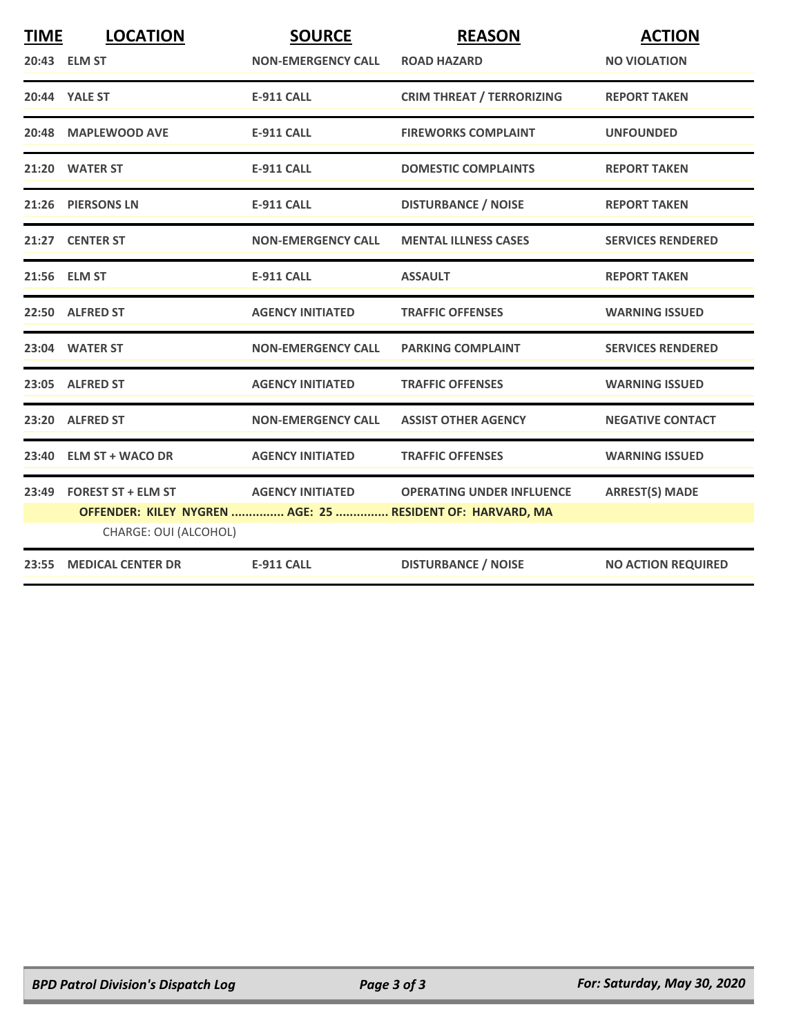| TIME | LOCATION | SOURCE | REASON | ACTION |
|---|---|---|---|---|
| 20:43 | ELM ST | NON-EMERGENCY CALL | ROAD HAZARD | NO VIOLATION |
| 20:44 | YALE ST | E-911 CALL | CRIM THREAT / TERRORIZING | REPORT TAKEN |
| 20:48 | MAPLEWOOD AVE | E-911 CALL | FIREWORKS COMPLAINT | UNFOUNDED |
| 21:20 | WATER ST | E-911 CALL | DOMESTIC COMPLAINTS | REPORT TAKEN |
| 21:26 | PIERSONS LN | E-911 CALL | DISTURBANCE / NOISE | REPORT TAKEN |
| 21:27 | CENTER ST | NON-EMERGENCY CALL | MENTAL ILLNESS CASES | SERVICES RENDERED |
| 21:56 | ELM ST | E-911 CALL | ASSAULT | REPORT TAKEN |
| 22:50 | ALFRED ST | AGENCY INITIATED | TRAFFIC OFFENSES | WARNING ISSUED |
| 23:04 | WATER ST | NON-EMERGENCY CALL | PARKING COMPLAINT | SERVICES RENDERED |
| 23:05 | ALFRED ST | AGENCY INITIATED | TRAFFIC OFFENSES | WARNING ISSUED |
| 23:20 | ALFRED ST | NON-EMERGENCY CALL | ASSIST OTHER AGENCY | NEGATIVE CONTACT |
| 23:40 | ELM ST + WACO DR | AGENCY INITIATED | TRAFFIC OFFENSES | WARNING ISSUED |
| 23:49 | FOREST ST + ELM ST | AGENCY INITIATED | OPERATING UNDER INFLUENCE | ARREST(S) MADE |
| | OFFENDER: KILEY NYGREN ............... AGE: 25 ............... RESIDENT OF: HARVARD, MA | | | |
| | CHARGE: OUI (ALCOHOL) | | | |
| 23:55 | MEDICAL CENTER DR | E-911 CALL | DISTURBANCE / NOISE | NO ACTION REQUIRED |